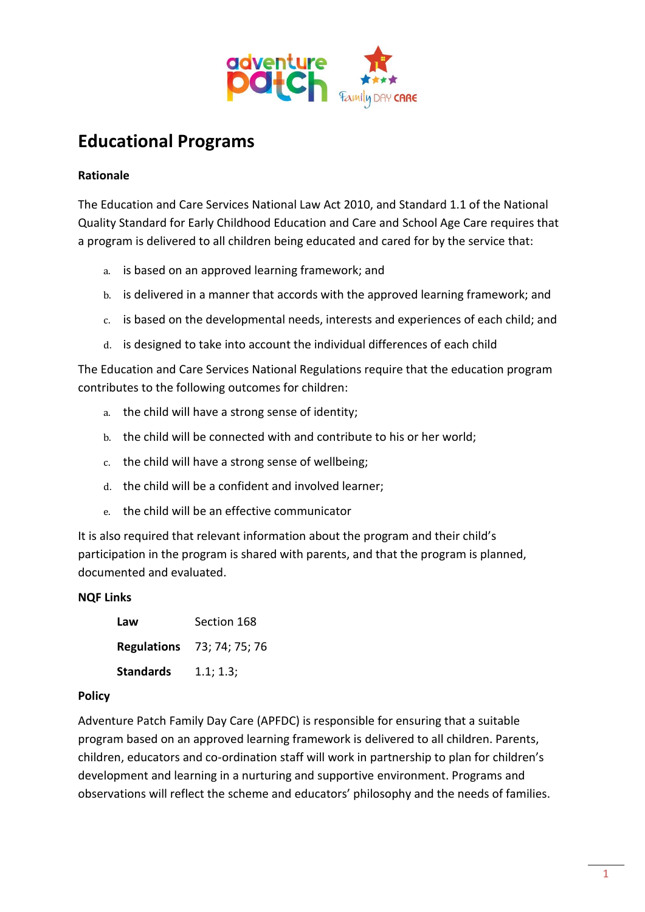# Educational Programs

**Rationale**

The Education and Care Services National Law Act 2010, and Standard 1.1 of the National Quality Standard for Early Childhood Education and Care and School Age Care requires that a program is delivered to all children being educated and cared for by the service that:

a. is based on an approved learning framework; and
b. is delivered in a manner that accords with the approved learning framework; and
c. is based on the developmental needs, interests and experiences of each child; and
d. is designed to take into account the individual differences of each child

The Education and Care Services National Regulations require that the education program contributes to the following outcomes for children:

a. the child will have a strong sense of identity;
b. the child will be connected with and contribute to his or her world;
c. the child will have a strong sense of wellbeing;
d. the child will be a confident and involved learner;
e. the child will be an effective communicator

It is also required that relevant information about the program and their child's participation in the program is shared with parents, and that the program is planned, documented and evaluated.

**NQF Links**

| | |
|---|---|
| **Law** | Section 168 |
| **Regulations** | 73; 74; 75; 76 |
| **Standards** | 1.1; 1.3; |

**Policy**

Adventure Patch Family Day Care (APFDC) is responsible for ensuring that a suitable program based on an approved learning framework is delivered to all children. Parents, children, educators and co-ordination staff will work in partnership to plan for children's development and learning in a nurturing and supportive environment. Programs and observations will reflect the scheme and educators' philosophy and the needs of families.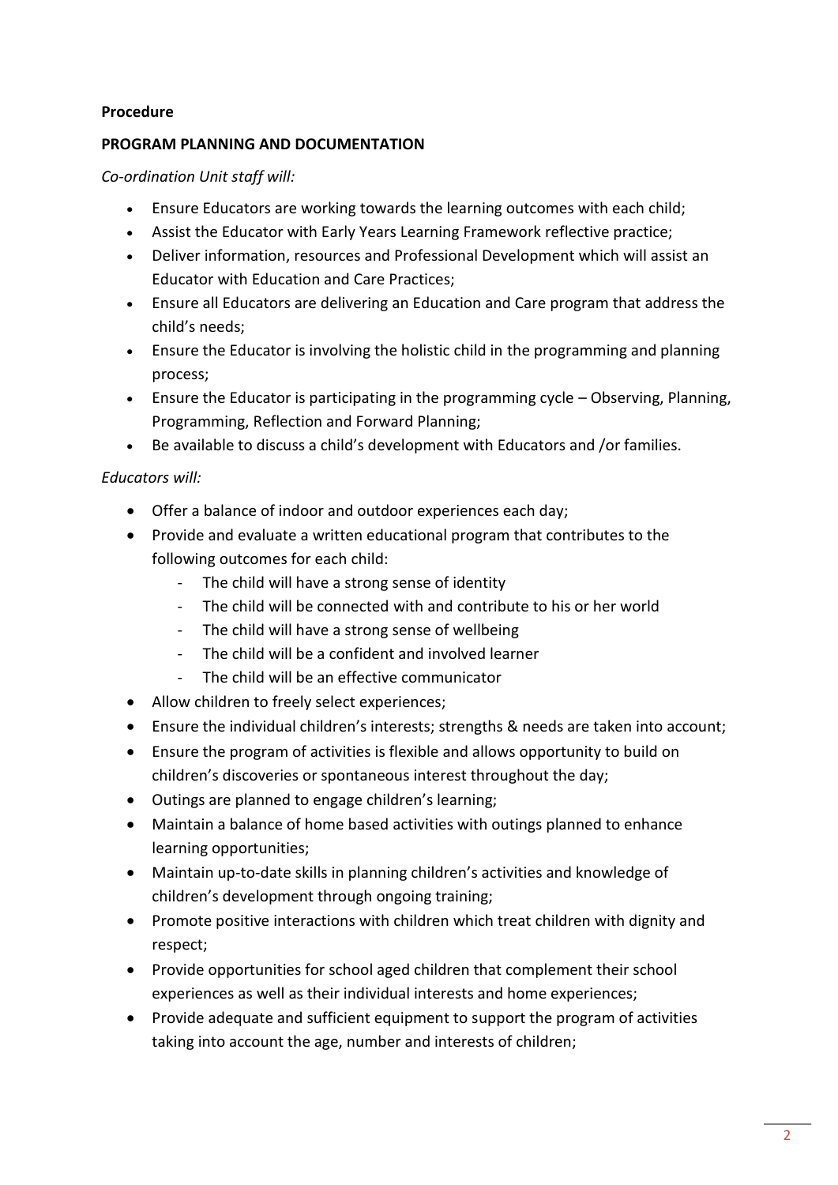**Procedure**

**PROGRAM PLANNING AND DOCUMENTATION**

*Co-ordination Unit staff will:*

- Ensure Educators are working towards the learning outcomes with each child;
- Assist the Educator with Early Years Learning Framework reflective practice;
- Deliver information, resources and Professional Development which will assist an Educator with Education and Care Practices;
- Ensure all Educators are delivering an Education and Care program that address the child's needs;
- Ensure the Educator is involving the holistic child in the programming and planning process;
- Ensure the Educator is participating in the programming cycle – Observing, Planning, Programming, Reflection and Forward Planning;
- Be available to discuss a child's development with Educators and /or families.

*Educators will:*

- Offer a balance of indoor and outdoor experiences each day;
- Provide and evaluate a written educational program that contributes to the following outcomes for each child:
  - The child will have a strong sense of identity
  - The child will be connected with and contribute to his or her world
  - The child will have a strong sense of wellbeing
  - The child will be a confident and involved learner
  - The child will be an effective communicator
- Allow children to freely select experiences;
- Ensure the individual children's interests; strengths & needs are taken into account;
- Ensure the program of activities is flexible and allows opportunity to build on children's discoveries or spontaneous interest throughout the day;
- Outings are planned to engage children's learning;
- Maintain a balance of home based activities with outings planned to enhance learning opportunities;
- Maintain up-to-date skills in planning children's activities and knowledge of children's development through ongoing training;
- Promote positive interactions with children which treat children with dignity and respect;
- Provide opportunities for school aged children that complement their school experiences as well as their individual interests and home experiences;
- Provide adequate and sufficient equipment to support the program of activities taking into account the age, number and interests of children;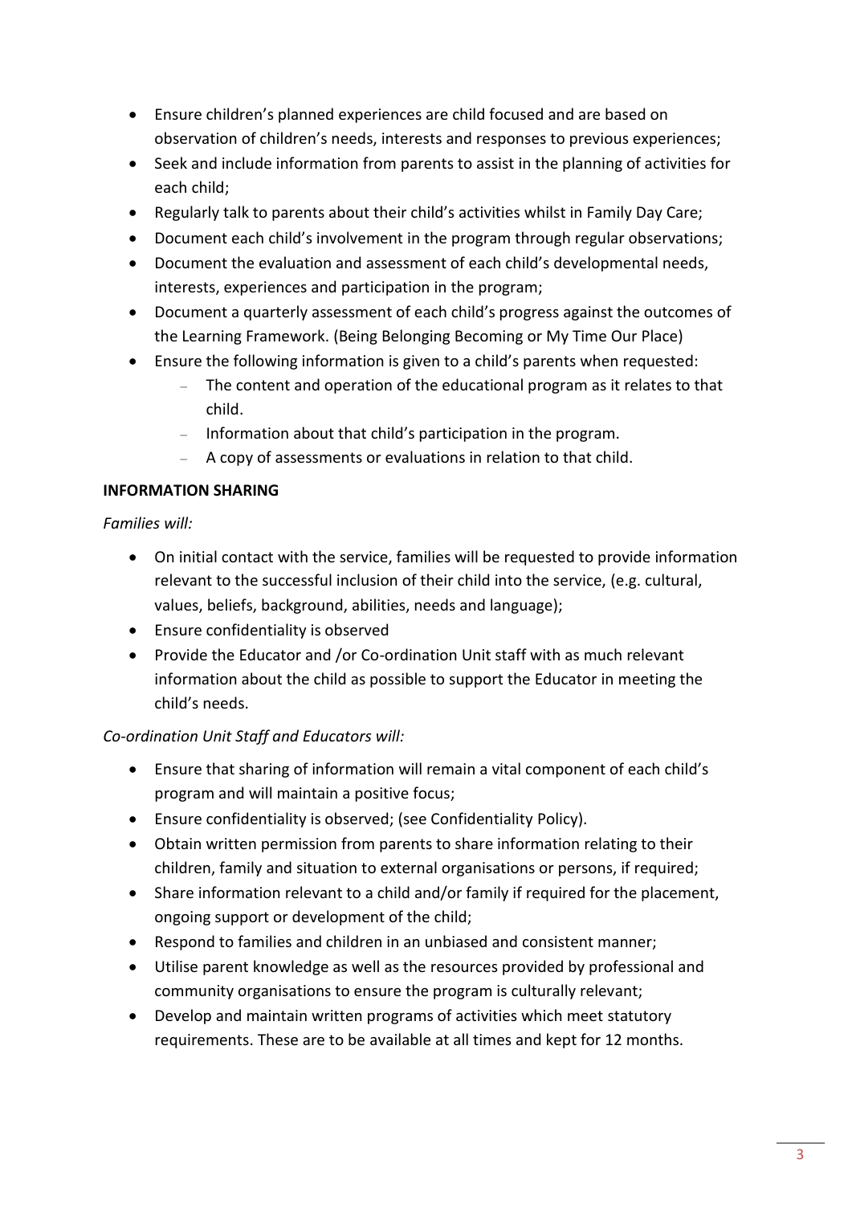- Ensure children's planned experiences are child focused and are based on observation of children's needs, interests and responses to previous experiences;
- Seek and include information from parents to assist in the planning of activities for each child;
- Regularly talk to parents about their child's activities whilst in Family Day Care;
- Document each child's involvement in the program through regular observations;
- Document the evaluation and assessment of each child's developmental needs, interests, experiences and participation in the program;
- Document a quarterly assessment of each child's progress against the outcomes of the Learning Framework. (Being Belonging Becoming or My Time Our Place)
- Ensure the following information is given to a child's parents when requested:
  - The content and operation of the educational program as it relates to that child.
  - Information about that child's participation in the program.
  - A copy of assessments or evaluations in relation to that child.

**INFORMATION SHARING**

*Families will:*

- On initial contact with the service, families will be requested to provide information relevant to the successful inclusion of their child into the service, (e.g. cultural, values, beliefs, background, abilities, needs and language);
- Ensure confidentiality is observed
- Provide the Educator and /or Co-ordination Unit staff with as much relevant information about the child as possible to support the Educator in meeting the child's needs.

*Co-ordination Unit Staff and Educators will:*

- Ensure that sharing of information will remain a vital component of each child's program and will maintain a positive focus;
- Ensure confidentiality is observed; (see Confidentiality Policy).
- Obtain written permission from parents to share information relating to their children, family and situation to external organisations or persons, if required;
- Share information relevant to a child and/or family if required for the placement, ongoing support or development of the child;
- Respond to families and children in an unbiased and consistent manner;
- Utilise parent knowledge as well as the resources provided by professional and community organisations to ensure the program is culturally relevant;
- Develop and maintain written programs of activities which meet statutory requirements. These are to be available at all times and kept for 12 months.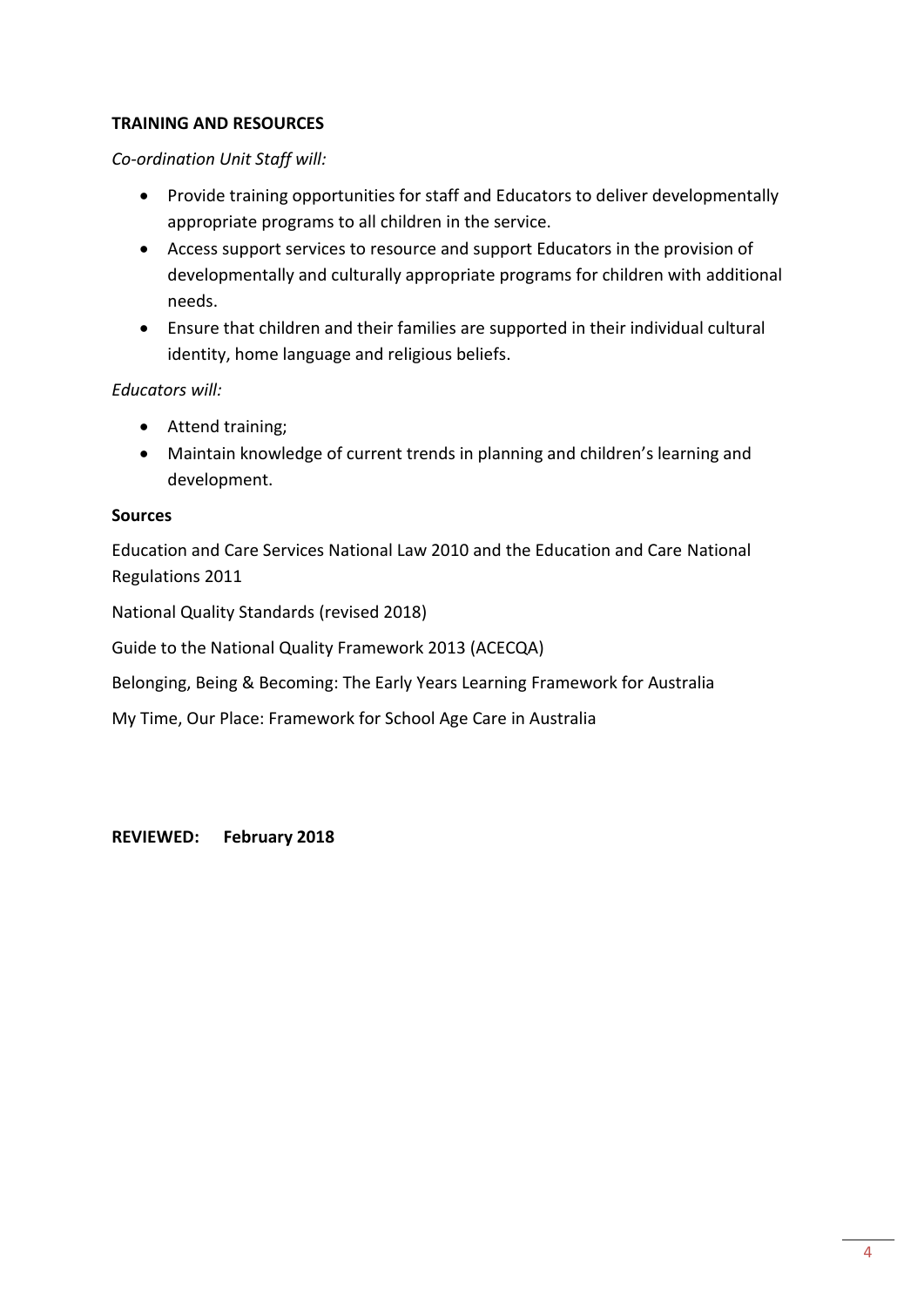**TRAINING AND RESOURCES**

*Co-ordination Unit Staff will:*

- Provide training opportunities for staff and Educators to deliver developmentally appropriate programs to all children in the service.
- Access support services to resource and support Educators in the provision of developmentally and culturally appropriate programs for children with additional needs.
- Ensure that children and their families are supported in their individual cultural identity, home language and religious beliefs.

*Educators will:*

- Attend training;
- Maintain knowledge of current trends in planning and children's learning and development.

**Sources**

Education and Care Services National Law 2010 and the Education and Care National Regulations 2011

National Quality Standards (revised 2018)

Guide to the National Quality Framework 2013 (ACECQA)

Belonging, Being & Becoming: The Early Years Learning Framework for Australia

My Time, Our Place: Framework for School Age Care in Australia

**REVIEWED: February 2018**